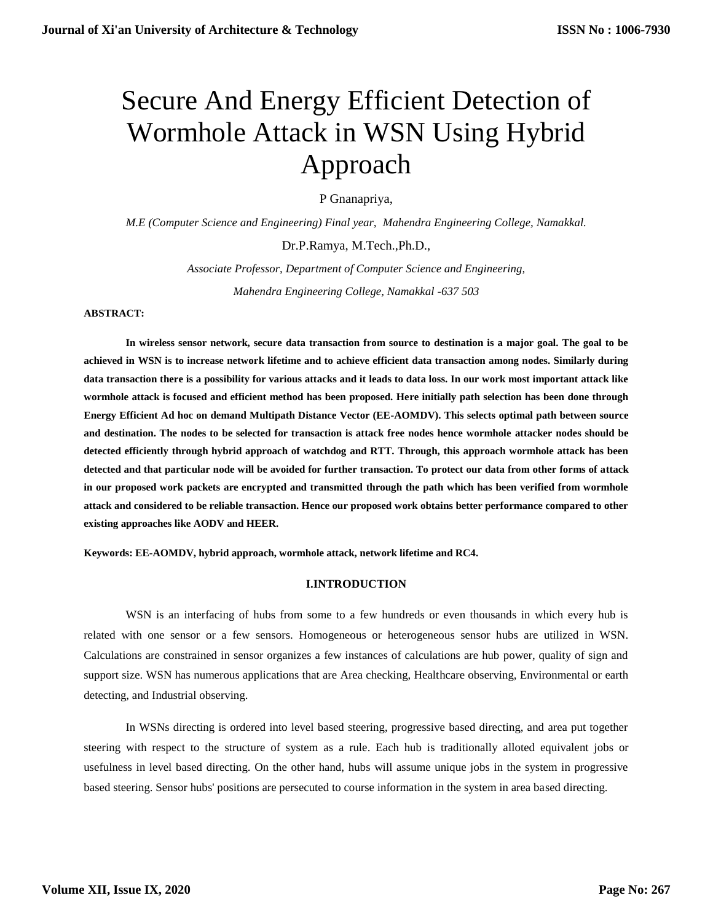# Secure And Energy Efficient Detection of Wormhole Attack in WSN Using Hybrid Approach

P Gnanapriya,

*M.E (Computer Science and Engineering) Final year, Mahendra Engineering College, Namakkal.*

Dr.P.Ramya, M.Tech.,Ph.D.,

*Associate Professor, Department of Computer Science and Engineering,*

*Mahendra Engineering College, Namakkal -637 503*

**ABSTRACT:**

**In wireless sensor network, secure data transaction from source to destination is a major goal. The goal to be achieved in WSN is to increase network lifetime and to achieve efficient data transaction among nodes. Similarly during data transaction there is a possibility for various attacks and it leads to data loss. In our work most important attack like wormhole attack is focused and efficient method has been proposed. Here initially path selection has been done through Energy Efficient Ad hoc on demand Multipath Distance Vector (EE-AOMDV). This selects optimal path between source and destination. The nodes to be selected for transaction is attack free nodes hence wormhole attacker nodes should be detected efficiently through hybrid approach of watchdog and RTT. Through, this approach wormhole attack has been detected and that particular node will be avoided for further transaction. To protect our data from other forms of attack in our proposed work packets are encrypted and transmitted through the path which has been verified from wormhole attack and considered to be reliable transaction. Hence our proposed work obtains better performance compared to other existing approaches like AODV and HEER.**

**Keywords: EE-AOMDV, hybrid approach, wormhole attack, network lifetime and RC4.**

## I.INTRODUCTION

WSN is an interfacing of hubs from some to a few hundreds or even thousands in which every hub is related with one sensor or a few sensors. Homogeneous or heterogeneous sensor hubs are utilized in WSN. Calculations are constrained in sensor organizes a few instances of calculations are hub power, quality of sign and support size. WSN has numerous applications that are Area checking, Healthcare observing, Environmental or earth detecting, and Industrial observing.

In WSNs directing is ordered into level based steering, progressive based directing, and area put together steering with respect to the structure of system as a rule. Each hub is traditionally alloted equivalent jobs or usefulness in level based directing. On the other hand, hubs will assume unique jobs in the system in progressive based steering. Sensor hubs' positions are persecuted to course information in the system in area based directing.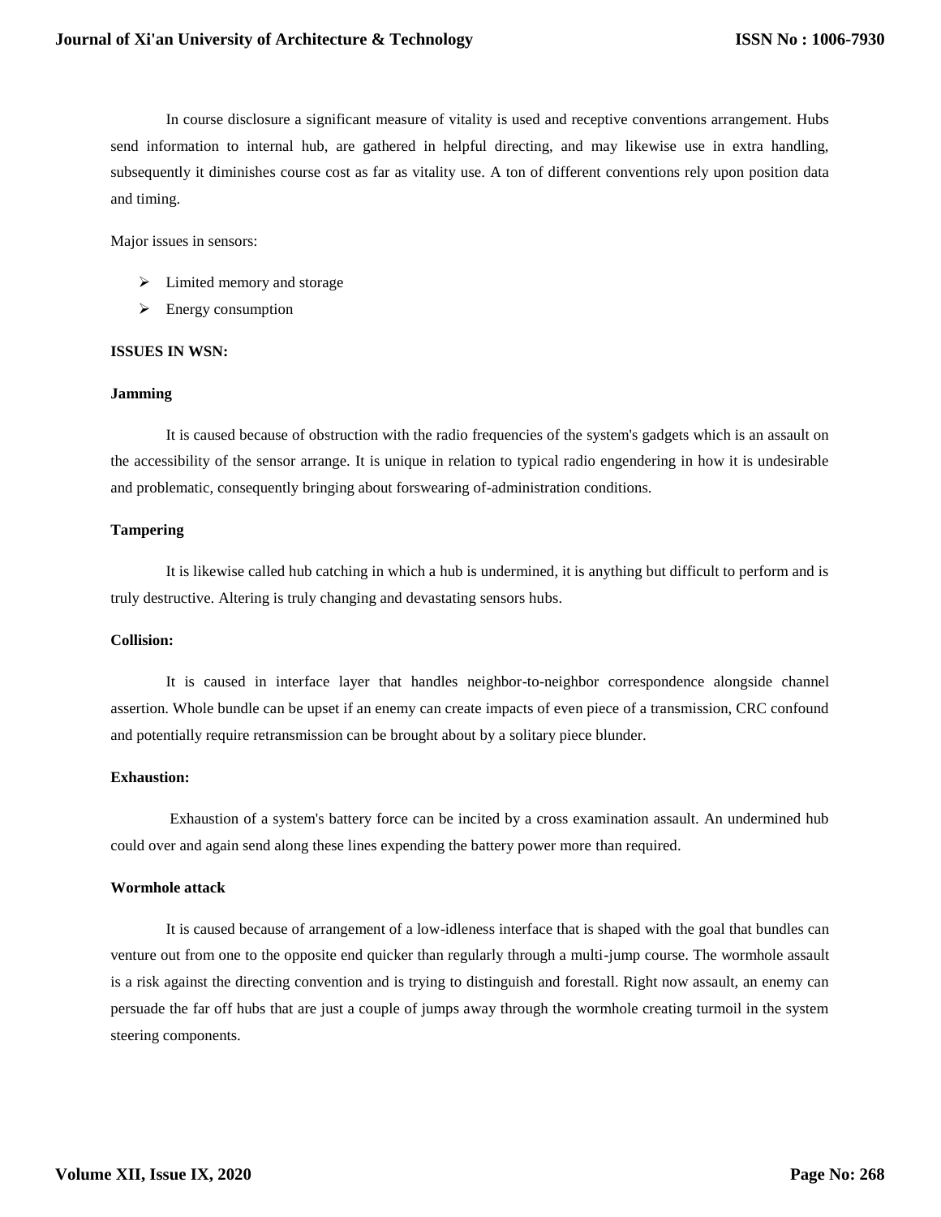In course disclosure a significant measure of vitality is used and receptive conventions arrangement. Hubs send information to internal hub, are gathered in helpful directing, and may likewise use in extra handling, subsequently it diminishes course cost as far as vitality use. A ton of different conventions rely upon position data and timing.

Major issues in sensors:

- Limited memory and storage
- Energy consumption

**ISSUES IN WSN:**

**Jamming**

It is caused because of obstruction with the radio frequencies of the system's gadgets which is an assault on the accessibility of the sensor arrange. It is unique in relation to typical radio engendering in how it is undesirable and problematic, consequently bringing about forswearing of-administration conditions.

**Tampering**

It is likewise called hub catching in which a hub is undermined, it is anything but difficult to perform and is truly destructive. Altering is truly changing and devastating sensors hubs.

**Collision:**

It is caused in interface layer that handles neighbor-to-neighbor correspondence alongside channel assertion. Whole bundle can be upset if an enemy can create impacts of even piece of a transmission, CRC confound and potentially require retransmission can be brought about by a solitary piece blunder.

**Exhaustion:**

Exhaustion of a system's battery force can be incited by a cross examination assault. An undermined hub could over and again send along these lines expending the battery power more than required.

**Wormhole attack**

It is caused because of arrangement of a low-idleness interface that is shaped with the goal that bundles can venture out from one to the opposite end quicker than regularly through a multi-jump course. The wormhole assault is a risk against the directing convention and is trying to distinguish and forestall. Right now assault, an enemy can persuade the far off hubs that are just a couple of jumps away through the wormhole creating turmoil in the system steering components.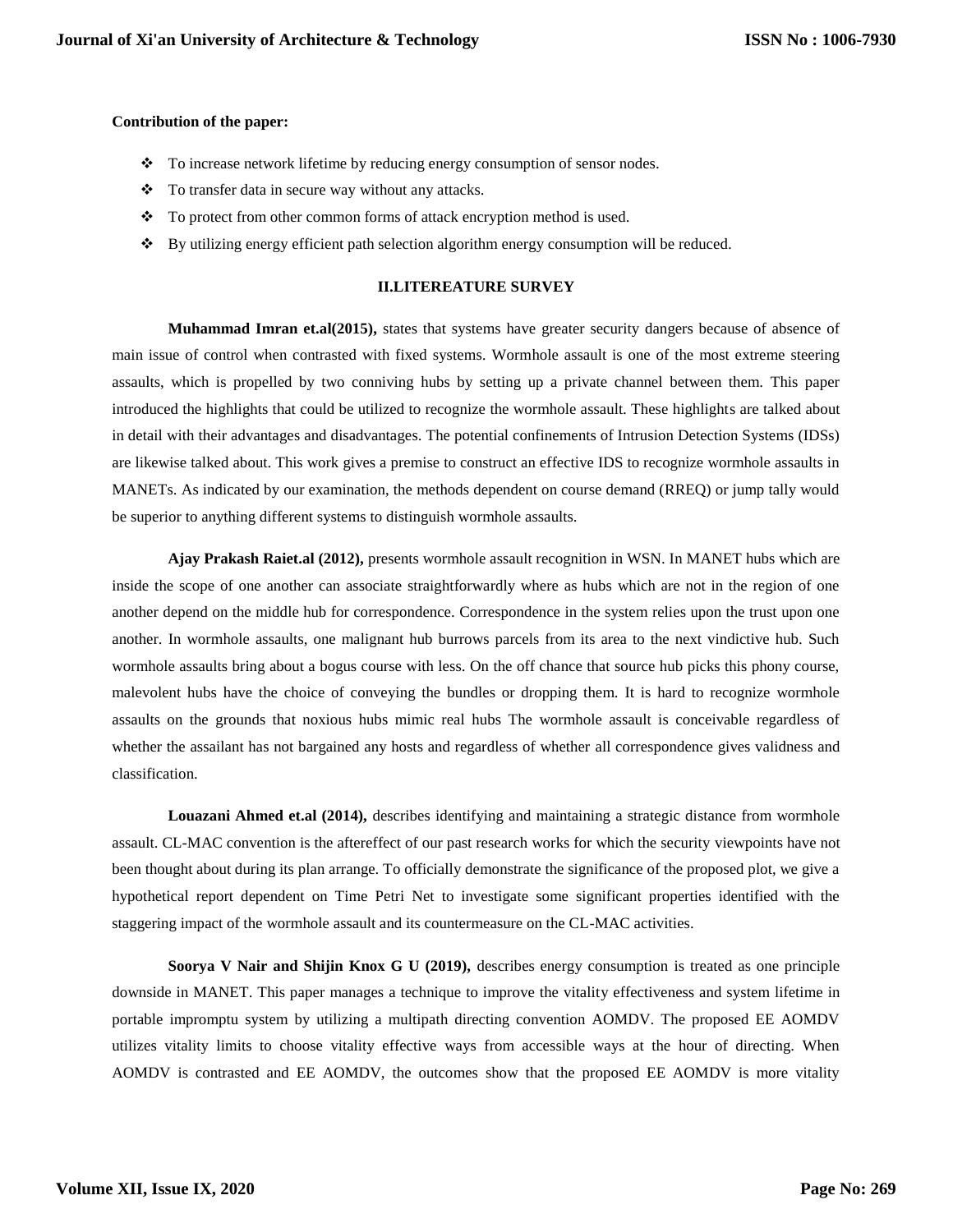**Contribution of the paper:**

- To increase network lifetime by reducing energy consumption of sensor nodes.
- To transfer data in secure way without any attacks.
- To protect from other common forms of attack encryption method is used.
- By utilizing energy efficient path selection algorithm energy consumption will be reduced.

## II.LITEREATURE SURVEY

**Muhammad Imran et.al(2015),** states that systems have greater security dangers because of absence of main issue of control when contrasted with fixed systems. Wormhole assault is one of the most extreme steering assaults, which is propelled by two conniving hubs by setting up a private channel between them. This paper introduced the highlights that could be utilized to recognize the wormhole assault. These highlights are talked about in detail with their advantages and disadvantages. The potential confinements of Intrusion Detection Systems (IDSs) are likewise talked about. This work gives a premise to construct an effective IDS to recognize wormhole assaults in MANETs. As indicated by our examination, the methods dependent on course demand (RREQ) or jump tally would be superior to anything different systems to distinguish wormhole assaults.

**Ajay Prakash Raiet.al (2012),** presents wormhole assault recognition in WSN. In MANET hubs which are inside the scope of one another can associate straightforwardly where as hubs which are not in the region of one another depend on the middle hub for correspondence. Correspondence in the system relies upon the trust upon one another. In wormhole assaults, one malignant hub burrows parcels from its area to the next vindictive hub. Such wormhole assaults bring about a bogus course with less. On the off chance that source hub picks this phony course, malevolent hubs have the choice of conveying the bundles or dropping them. It is hard to recognize wormhole assaults on the grounds that noxious hubs mimic real hubs The wormhole assault is conceivable regardless of whether the assailant has not bargained any hosts and regardless of whether all correspondence gives validness and classification.

**Louazani Ahmed et.al (2014),** describes identifying and maintaining a strategic distance from wormhole assault. CL-MAC convention is the aftereffect of our past research works for which the security viewpoints have not been thought about during its plan arrange. To officially demonstrate the significance of the proposed plot, we give a hypothetical report dependent on Time Petri Net to investigate some significant properties identified with the staggering impact of the wormhole assault and its countermeasure on the CL-MAC activities.

**Soorya V Nair and Shijin Knox G U (2019),** describes energy consumption is treated as one principle downside in MANET. This paper manages a technique to improve the vitality effectiveness and system lifetime in portable impromptu system by utilizing a multipath directing convention AOMDV. The proposed EE AOMDV utilizes vitality limits to choose vitality effective ways from accessible ways at the hour of directing. When AOMDV is contrasted and EE AOMDV, the outcomes show that the proposed EE AOMDV is more vitality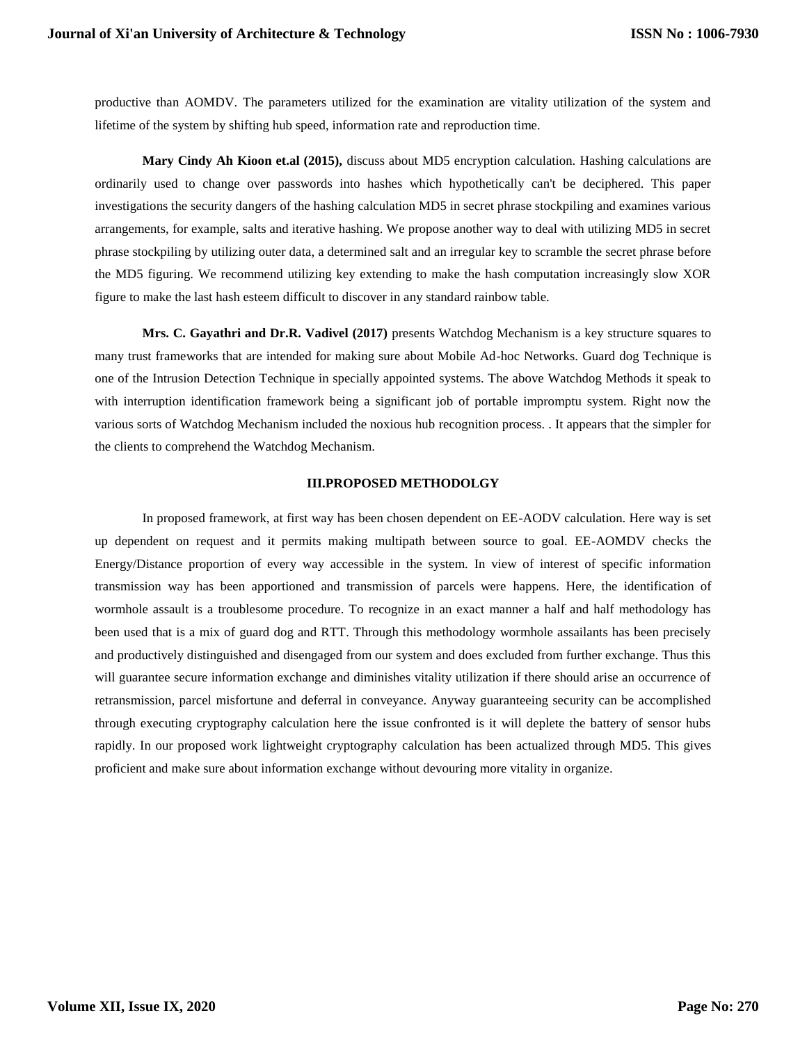productive than AOMDV. The parameters utilized for the examination are vitality utilization of the system and lifetime of the system by shifting hub speed, information rate and reproduction time.

**Mary Cindy Ah Kioon et.al (2015),** discuss about MD5 encryption calculation. Hashing calculations are ordinarily used to change over passwords into hashes which hypothetically can't be deciphered. This paper investigations the security dangers of the hashing calculation MD5 in secret phrase stockpiling and examines various arrangements, for example, salts and iterative hashing. We propose another way to deal with utilizing MD5 in secret phrase stockpiling by utilizing outer data, a determined salt and an irregular key to scramble the secret phrase before the MD5 figuring. We recommend utilizing key extending to make the hash computation increasingly slow XOR figure to make the last hash esteem difficult to discover in any standard rainbow table.

**Mrs. C. Gayathri and Dr.R. Vadivel (2017)** presents Watchdog Mechanism is a key structure squares to many trust frameworks that are intended for making sure about Mobile Ad-hoc Networks. Guard dog Technique is one of the Intrusion Detection Technique in specially appointed systems. The above Watchdog Methods it speak to with interruption identification framework being a significant job of portable impromptu system. Right now the various sorts of Watchdog Mechanism included the noxious hub recognition process. . It appears that the simpler for the clients to comprehend the Watchdog Mechanism.

## III.PROPOSED METHODOLGY

In proposed framework, at first way has been chosen dependent on EE-AODV calculation. Here way is set up dependent on request and it permits making multipath between source to goal. EE-AOMDV checks the Energy/Distance proportion of every way accessible in the system. In view of interest of specific information transmission way has been apportioned and transmission of parcels were happens. Here, the identification of wormhole assault is a troublesome procedure. To recognize in an exact manner a half and half methodology has been used that is a mix of guard dog and RTT. Through this methodology wormhole assailants has been precisely and productively distinguished and disengaged from our system and does excluded from further exchange. Thus this will guarantee secure information exchange and diminishes vitality utilization if there should arise an occurrence of retransmission, parcel misfortune and deferral in conveyance. Anyway guaranteeing security can be accomplished through executing cryptography calculation here the issue confronted is it will deplete the battery of sensor hubs rapidly. In our proposed work lightweight cryptography calculation has been actualized through MD5. This gives proficient and make sure about information exchange without devouring more vitality in organize.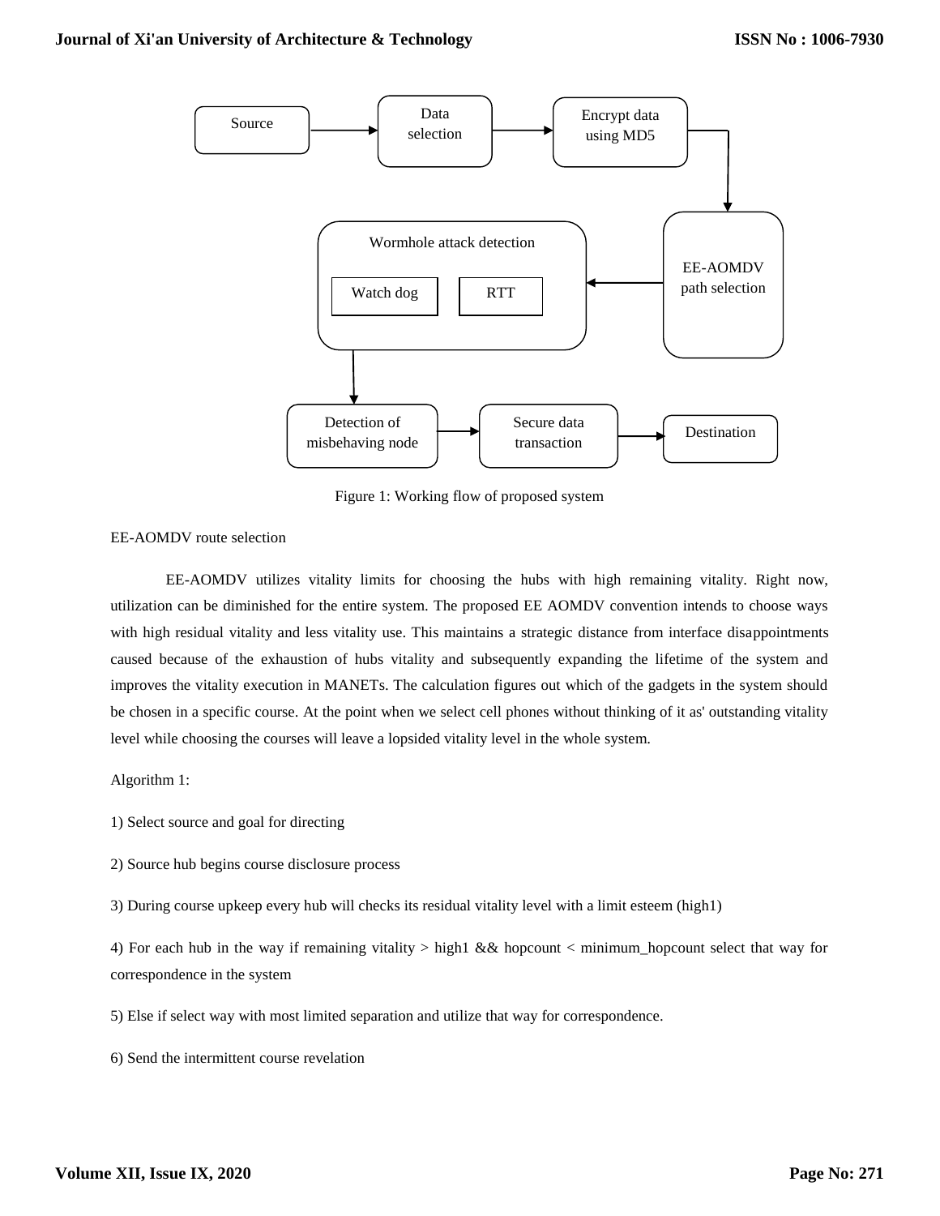Source → Data selection → Encrypt data using MD5 → EE-AOMDV path selection → Wormhole attack detection (Watch dog, RTT) → Detection of misbehaving node → Secure data transaction → Destination

Figure 1: Working flow of proposed system

EE-AOMDV route selection

EE-AOMDV utilizes vitality limits for choosing the hubs with high remaining vitality. Right now, utilization can be diminished for the entire system. The proposed EE AOMDV convention intends to choose ways with high residual vitality and less vitality use. This maintains a strategic distance from interface disappointments caused because of the exhaustion of hubs vitality and subsequently expanding the lifetime of the system and improves the vitality execution in MANETs. The calculation figures out which of the gadgets in the system should be chosen in a specific course. At the point when we select cell phones without thinking of it as' outstanding vitality level while choosing the courses will leave a lopsided vitality level in the whole system.

Algorithm 1:

1) Select source and goal for directing

2) Source hub begins course disclosure process

3) During course upkeep every hub will checks its residual vitality level with a limit esteem (high1)

4) For each hub in the way if remaining vitality > high1 && hopcount < minimum_hopcount select that way for correspondence in the system

5) Else if select way with most limited separation and utilize that way for correspondence.

6) Send the intermittent course revelation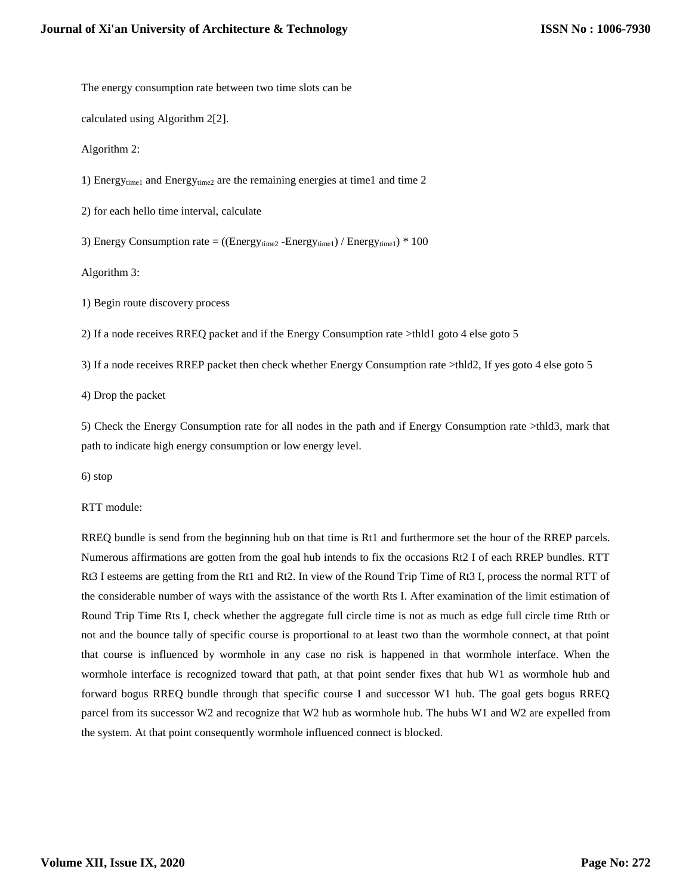The energy consumption rate between two time slots can be

calculated using Algorithm 2[2].

Algorithm 2:

1) $Energy_{time1}$ and $Energy_{time2}$ are the remaining energies at time1 and time 2

2) for each hello time interval, calculate

3) Energy Consumption rate = $((Energy_{time2} - Energy_{time1}) / Energy_{time1}) * 100$

Algorithm 3:

1) Begin route discovery process

2) If a node receives RREQ packet and if the Energy Consumption rate >thld1 goto 4 else goto 5

3) If a node receives RREP packet then check whether Energy Consumption rate >thld2, If yes goto 4 else goto 5

4) Drop the packet

5) Check the Energy Consumption rate for all nodes in the path and if Energy Consumption rate >thld3, mark that path to indicate high energy consumption or low energy level.

6) stop

RTT module:

RREQ bundle is send from the beginning hub on that time is Rt1 and furthermore set the hour of the RREP parcels. Numerous affirmations are gotten from the goal hub intends to fix the occasions Rt2 I of each RREP bundles. RTT Rt3 I esteems are getting from the Rt1 and Rt2. In view of the Round Trip Time of Rt3 I, process the normal RTT of the considerable number of ways with the assistance of the worth Rts I. After examination of the limit estimation of Round Trip Time Rts I, check whether the aggregate full circle time is not as much as edge full circle time Rtth or not and the bounce tally of specific course is proportional to at least two than the wormhole connect, at that point that course is influenced by wormhole in any case no risk is happened in that wormhole interface. When the wormhole interface is recognized toward that path, at that point sender fixes that hub W1 as wormhole hub and forward bogus RREQ bundle through that specific course I and successor W1 hub. The goal gets bogus RREQ parcel from its successor W2 and recognize that W2 hub as wormhole hub. The hubs W1 and W2 are expelled from the system. At that point consequently wormhole influenced connect is blocked.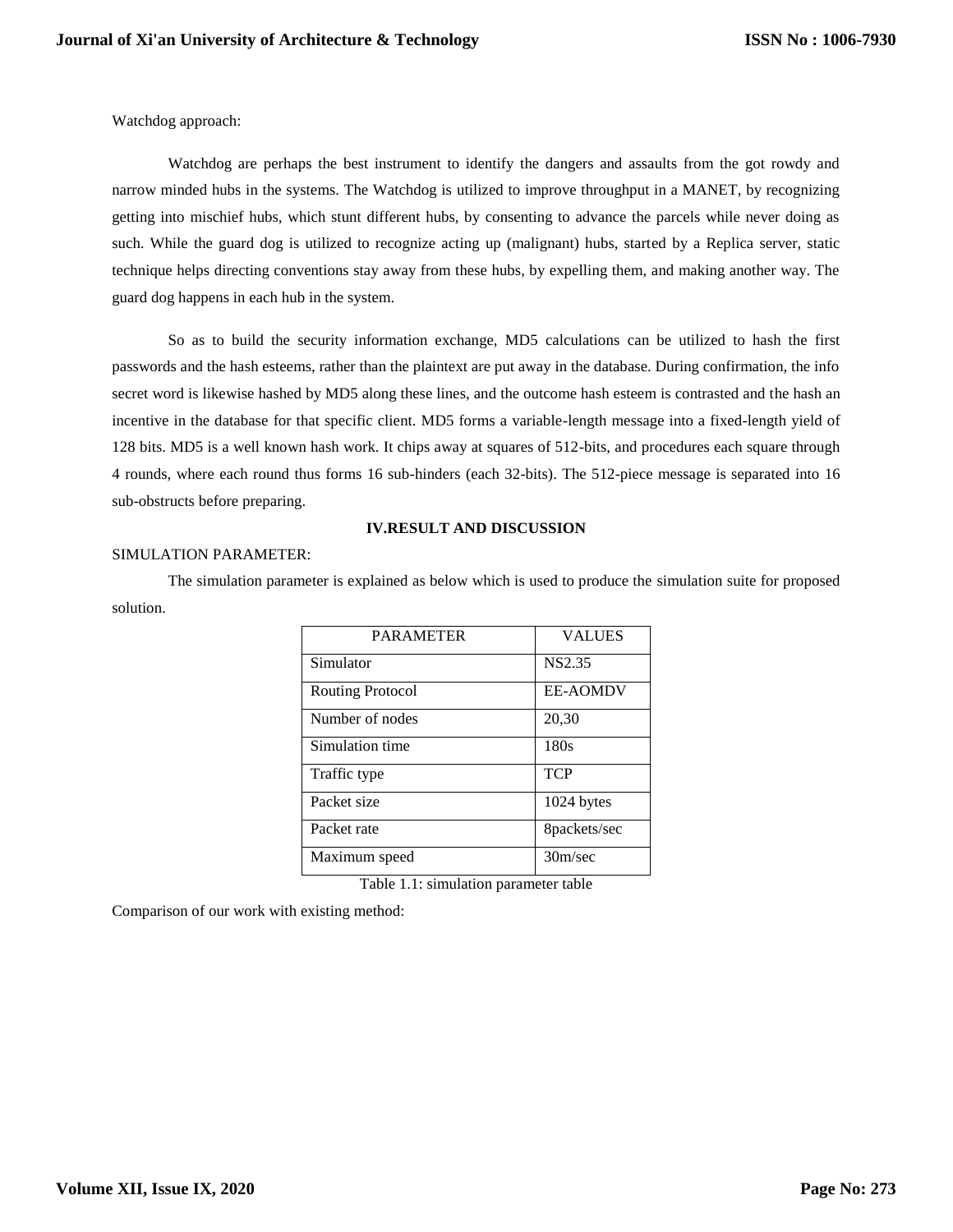Watchdog approach:

Watchdog are perhaps the best instrument to identify the dangers and assaults from the got rowdy and narrow minded hubs in the systems. The Watchdog is utilized to improve throughput in a MANET, by recognizing getting into mischief hubs, which stunt different hubs, by consenting to advance the parcels while never doing as such. While the guard dog is utilized to recognize acting up (malignant) hubs, started by a Replica server, static technique helps directing conventions stay away from these hubs, by expelling them, and making another way. The guard dog happens in each hub in the system.

So as to build the security information exchange, MD5 calculations can be utilized to hash the first passwords and the hash esteems, rather than the plaintext are put away in the database. During confirmation, the info secret word is likewise hashed by MD5 along these lines, and the outcome hash esteem is contrasted and the hash an incentive in the database for that specific client. MD5 forms a variable-length message into a fixed-length yield of 128 bits. MD5 is a well known hash work. It chips away at squares of 512-bits, and procedures each square through 4 rounds, where each round thus forms 16 sub-hinders (each 32-bits). The 512-piece message is separated into 16 sub-obstructs before preparing.

## IV.RESULT AND DISCUSSION

SIMULATION PARAMETER:

The simulation parameter is explained as below which is used to produce the simulation suite for proposed solution.

| PARAMETER | VALUES |
|---|---|
| Simulator | NS2.35 |
| Routing Protocol | EE-AOMDV |
| Number of nodes | 20,30 |
| Simulation time | 180s |
| Traffic type | TCP |
| Packet size | 1024 bytes |
| Packet rate | 8packets/sec |
| Maximum speed | 30m/sec |

Table 1.1: simulation parameter table

Comparison of our work with existing method: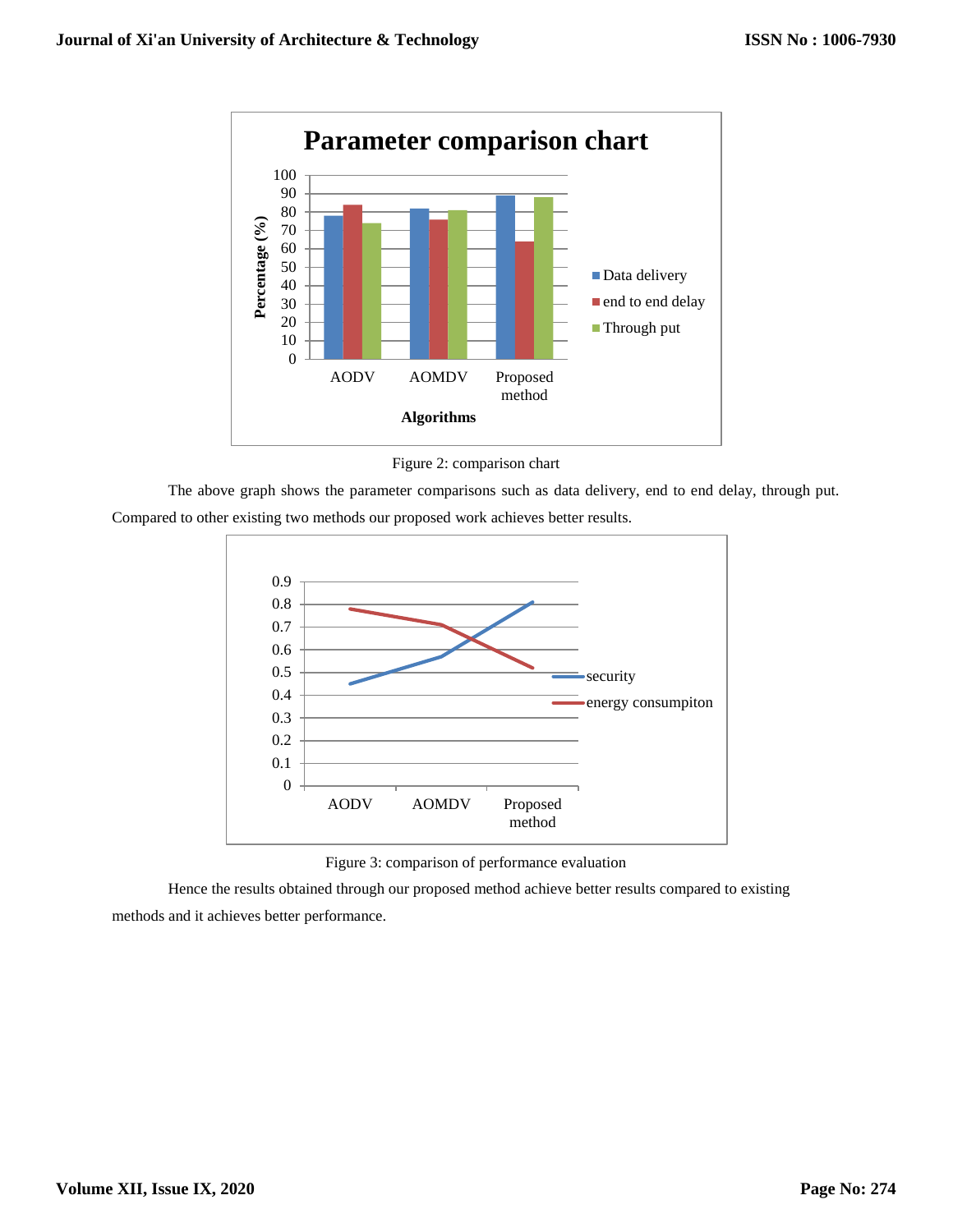Figure 2: comparison chart

The above graph shows the parameter comparisons such as data delivery, end to end delay, through put. Compared to other existing two methods our proposed work achieves better results.

Figure 3: comparison of performance evaluation

Hence the results obtained through our proposed method achieve better results compared to existing methods and it achieves better performance.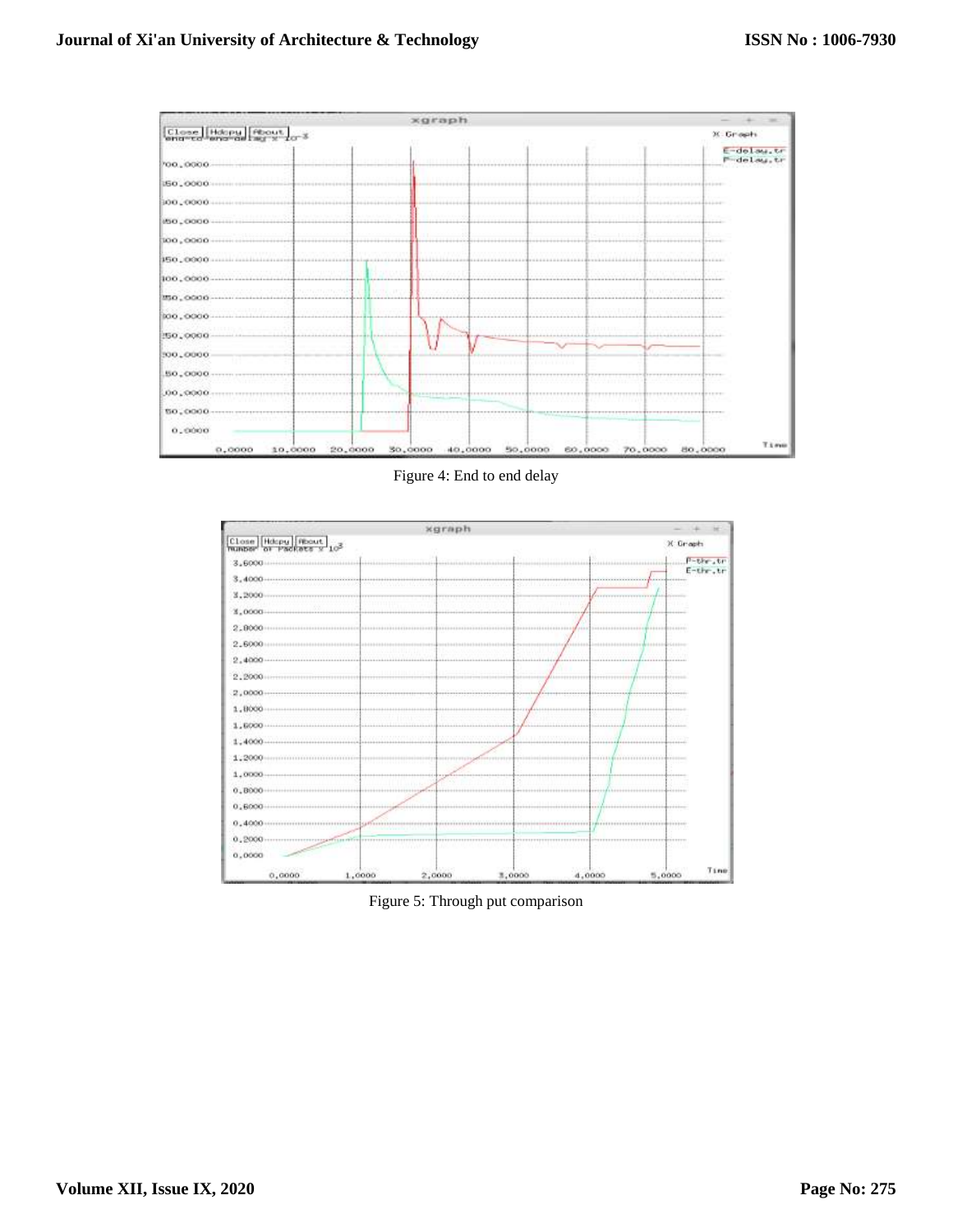Figure 4: End to end delay

Figure 5: Through put comparison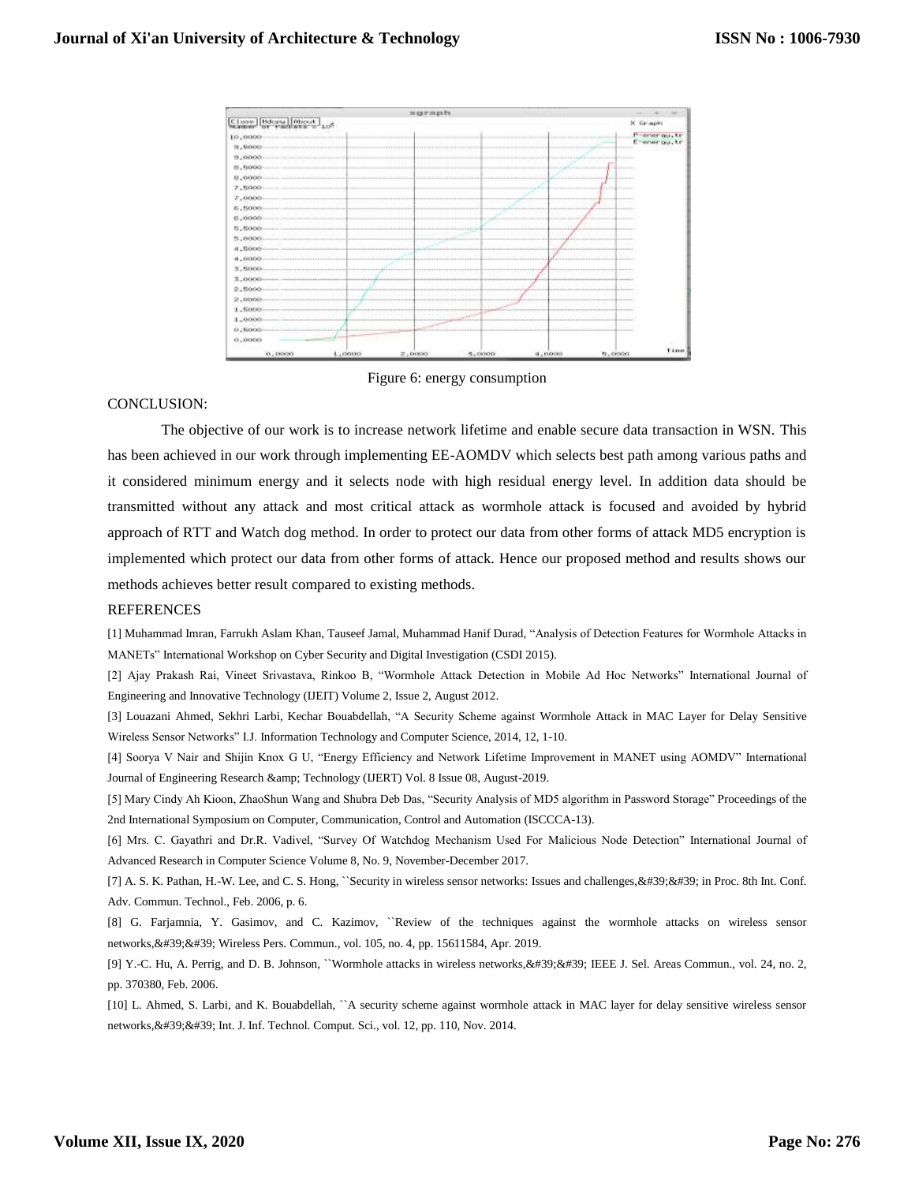xgraph

Close Hdcpy About

Number of Packets x $10^3$

X Graph

P-energy.tr

E-energy.tr

10.0000

9.5000

9.0000

8.5000

8.0000

7.5000

7.0000

6.5000

6.0000

5.5000

5.0000

4.5000

4.0000

3.5000

3.0000

2.5000

2.0000

1.5000

1.0000

0.5000

0.0000

0.0000 1.0000 2.0000 3.0000 4.0000 5.0000 Time

Figure 6: energy consumption

CONCLUSION:

The objective of our work is to increase network lifetime and enable secure data transaction in WSN. This has been achieved in our work through implementing EE-AOMDV which selects best path among various paths and it considered minimum energy and it selects node with high residual energy level. In addition data should be transmitted without any attack and most critical attack as wormhole attack is focused and avoided by hybrid approach of RTT and Watch dog method. In order to protect our data from other forms of attack MD5 encryption is implemented which protect our data from other forms of attack. Hence our proposed method and results shows our methods achieves better result compared to existing methods.

REFERENCES

[1] Muhammad Imran, Farrukh Aslam Khan, Tauseef Jamal, Muhammad Hanif Durad, "Analysis of Detection Features for Wormhole Attacks in MANETs" International Workshop on Cyber Security and Digital Investigation (CSDI 2015).

[2] Ajay Prakash Rai, Vineet Srivastava, Rinkoo B, "Wormhole Attack Detection in Mobile Ad Hoc Networks" International Journal of Engineering and Innovative Technology (IJEIT) Volume 2, Issue 2, August 2012.

[3] Louazani Ahmed, Sekhri Larbi, Kechar Bouabdellah, "A Security Scheme against Wormhole Attack in MAC Layer for Delay Sensitive Wireless Sensor Networks" I.J. Information Technology and Computer Science, 2014, 12, 1-10.

[4] Soorya V Nair and Shijin Knox G U, "Energy Efficiency and Network Lifetime Improvement in MANET using AOMDV" International Journal of Engineering Research &amp; Technology (IJERT) Vol. 8 Issue 08, August-2019.

[5] Mary Cindy Ah Kioon, ZhaoShun Wang and Shubra Deb Das, "Security Analysis of MD5 algorithm in Password Storage" Proceedings of the 2nd International Symposium on Computer, Communication, Control and Automation (ISCCCA-13).

[6] Mrs. C. Gayathri and Dr.R. Vadivel, "Survey Of Watchdog Mechanism Used For Malicious Node Detection" International Journal of Advanced Research in Computer Science Volume 8, No. 9, November-December 2017.

[7] A. S. K. Pathan, H.-W. Lee, and C. S. Hong, ``Security in wireless sensor networks: Issues and challenges,&#39;&#39; in Proc. 8th Int. Conf. Adv. Commun. Technol., Feb. 2006, p. 6.

[8] G. Farjamnia, Y. Gasimov, and C. Kazimov, ``Review of the techniques against the wormhole attacks on wireless sensor networks,&#39;&#39; Wireless Pers. Commun., vol. 105, no. 4, pp. 15611584, Apr. 2019.

[9] Y.-C. Hu, A. Perrig, and D. B. Johnson, ``Wormhole attacks in wireless networks,&#39;&#39; IEEE J. Sel. Areas Commun., vol. 24, no. 2, pp. 370380, Feb. 2006.

[10] L. Ahmed, S. Larbi, and K. Bouabdellah, ``A security scheme against wormhole attack in MAC layer for delay sensitive wireless sensor networks,&#39;&#39; Int. J. Inf. Technol. Comput. Sci., vol. 12, pp. 110, Nov. 2014.